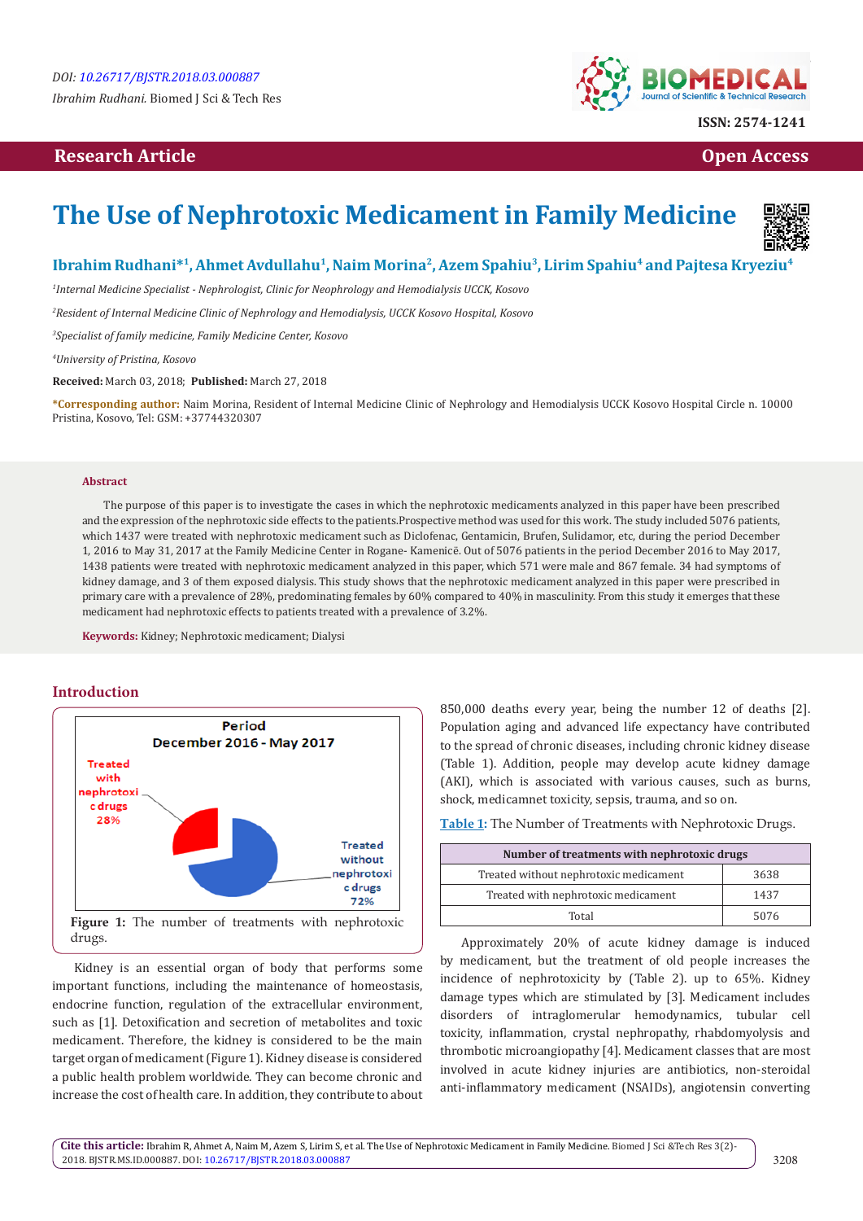DOI: 10.26717/BJSTR.2018.03.000887

*Ibrahim Rudhani.* Biomed J Sci & Tech Res

ISSN: 2574-1241

**Research Article** | **Open Access**

# The Use of Nephrotoxic Medicament in Family Medicine

**Ibrahim Rudhani*[1], Ahmet Avdullahu[1], Naim Morina[2], Azem Spahiu[3], Lirim Spahiu[4] and Pajtesa Kryeziu[4]**

[1]*Internal Medicine Specialist - Nephrologist, Clinic for Neophrology and Hemodialysis UCCK, Kosovo*

[2]*Resident of Internal Medicine Clinic of Nephrology and Hemodialysis, UCCK Kosovo Hospital, Kosovo*

[3]*Specialist of family medicine, Family Medicine Center, Kosovo*

[4]*University of Pristina, Kosovo*

**Received:** March 03, 2018; **Published:** March 27, 2018

***Corresponding author:** Naim Morina, Resident of Internal Medicine Clinic of Nephrology and Hemodialysis UCCK Kosovo Hospital Circle n. 10000 Pristina, Kosovo, Tel: GSM: +37744320307

## Abstract

The purpose of this paper is to investigate the cases in which the nephrotoxic medicaments analyzed in this paper have been prescribed and the expression of the nephrotoxic side effects to the patients.Prospective method was used for this work. The study included 5076 patients, which 1437 were treated with nephrotoxic medicament such as Diclofenac, Gentamicin, Brufen, Sulidamor, etc, during the period December 1, 2016 to May 31, 2017 at the Family Medicine Center in Rogane- Kamenicë. Out of 5076 patients in the period December 2016 to May 2017, 1438 patients were treated with nephrotoxic medicament analyzed in this paper, which 571 were male and 867 female. 34 had symptoms of kidney damage, and 3 of them exposed dialysis. This study shows that the nephrotoxic medicament analyzed in this paper were prescribed in primary care with a prevalence of 28%, predominating females by 60% compared to 40% in masculinity. From this study it emerges that these medicament had nephrotoxic effects to patients treated with a prevalence of 3.2%.

**Keywords:** Kidney; Nephrotoxic medicament; Dialysi

## Introduction

Period
December 2016 - May 2017

Treated with nephrotoxic drugs 28%

Treated without nephrotoxic drugs 72%

**Figure 1:** The number of treatments with nephrotoxic drugs.

Kidney is an essential organ of body that performs some important functions, including the maintenance of homeostasis, endocrine function, regulation of the extracellular environment, such as [1]. Detoxification and secretion of metabolites and toxic medicament. Therefore, the kidney is considered to be the main target organ of medicament (Figure 1). Kidney disease is considered a public health problem worldwide. They can become chronic and increase the cost of health care. In addition, they contribute to about 850,000 deaths every year, being the number 12 of deaths [2]. Population aging and advanced life expectancy have contributed to the spread of chronic diseases, including chronic kidney disease (Table 1). Addition, people may develop acute kidney damage (AKI), which is associated with various causes, such as burns, shock, medicamnet toxicity, sepsis, trauma, and so on.

**Table 1:** The Number of Treatments with Nephrotoxic Drugs.

| Number of treatments with nephrotoxic drugs | |
|---|---|
| Treated without nephrotoxic medicament | 3638 |
| Treated with nephrotoxic medicament | 1437 |
| Total | 5076 |

Approximately 20% of acute kidney damage is induced by medicament, but the treatment of old people increases the incidence of nephrotoxicity by (Table 2). up to 65%. Kidney damage types which are stimulated by [3]. Medicament includes disorders of intraglomerular hemodynamics, tubular cell toxicity, inflammation, crystal nephropathy, rhabdomyolysis and thrombotic microangiopathy [4]. Medicament classes that are most involved in acute kidney injuries are antibiotics, non-steroidal anti-inflammatory medicament (NSAIDs), angiotensin converting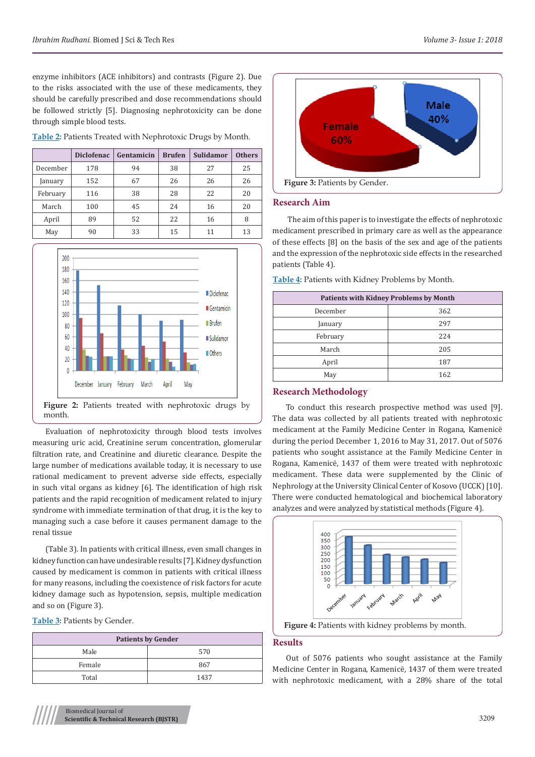enzyme inhibitors (ACE inhibitors) and contrasts (Figure 2). Due to the risks associated with the use of these medicaments, they should be carefully prescribed and dose recommendations should be followed strictly [5]. Diagnosing nephrotoxicity can be done through simple blood tests.

Table 2: Patients Treated with Nephrotoxic Drugs by Month.

| | Diclofenac | Gentamicin | Brufen | Sulidamor | Others |
|---|---|---|---|---|---|
| December | 178 | 94 | 38 | 27 | 25 |
| January | 152 | 67 | 26 | 26 | 26 |
| February | 116 | 38 | 28 | 22 | 20 |
| March | 100 | 45 | 24 | 16 | 20 |
| April | 89 | 52 | 22 | 16 | 8 |
| May | 90 | 33 | 15 | 11 | 13 |

**Figure 2:** Patients treated with nephrotoxic drugs by month.

Evaluation of nephrotoxicity through blood tests involves measuring uric acid, Creatinine serum concentration, glomerular filtration rate, and Creatinine and diuretic clearance. Despite the large number of medications available today, it is necessary to use rational medicament to prevent adverse side effects, especially in such vital organs as kidney [6]. The identification of high risk patients and the rapid recognition of medicament related to injury syndrome with immediate termination of that drug, it is the key to managing such a case before it causes permanent damage to the renal tissue

(Table 3). In patients with critical illness, even small changes in kidney function can have undesirable results [7]. Kidney dysfunction caused by medicament is common in patients with critical illness for many reasons, including the coexistence of risk factors for acute kidney damage such as hypotension, sepsis, multiple medication and so on (Figure 3).

Table 3: Patients by Gender.

| Patients by Gender | |
|---|---|
| Male | 570 |
| Female | 867 |
| Total | 1437 |

**Figure 3:** Patients by Gender.

## Research Aim

The aim of this paper is to investigate the effects of nephrotoxic medicament prescribed in primary care as well as the appearance of these effects [8] on the basis of the sex and age of the patients and the expression of the nephrotoxic side effects in the researched patients (Table 4).

Table 4: Patients with Kidney Problems by Month.

| Patients with Kidney Problems by Month | |
|---|---|
| December | 362 |
| January | 297 |
| February | 224 |
| March | 205 |
| April | 187 |
| May | 162 |

## Research Methodology

To conduct this research prospective method was used [9]. The data was collected by all patients treated with nephrotoxic medicament at the Family Medicine Center in Rogana, Kamenicë during the period December 1, 2016 to May 31, 2017. Out of 5076 patients who sought assistance at the Family Medicine Center in Rogana, Kamenicë, 1437 of them were treated with nephrotoxic medicament. These data were supplemented by the Clinic of Nephrology at the University Clinical Center of Kosovo (UCCK) [10]. There were conducted hematological and biochemical laboratory analyzes and were analyzed by statistical methods (Figure 4).

**Figure 4:** Patients with kidney problems by month.

## Results

Out of 5076 patients who sought assistance at the Family Medicine Center in Rogana, Kamenicë, 1437 of them were treated with nephrotoxic medicament, with a 28% share of the total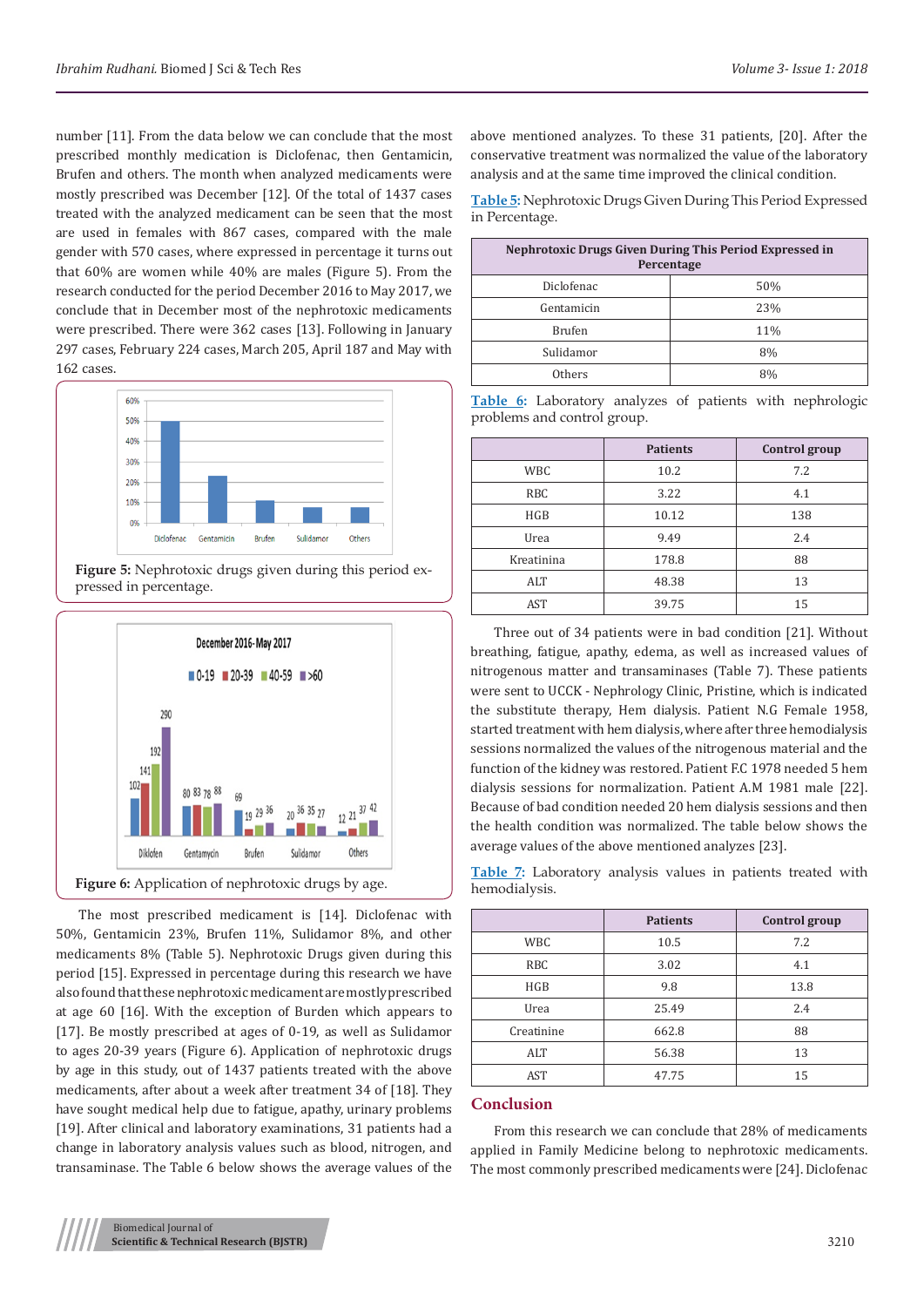number [11]. From the data below we can conclude that the most prescribed monthly medication is Diclofenac, then Gentamicin, Brufen and others. The month when analyzed medicaments were mostly prescribed was December [12]. Of the total of 1437 cases treated with the analyzed medicament can be seen that the most are used in females with 867 cases, compared with the male gender with 570 cases, where expressed in percentage it turns out that 60% are women while 40% are males (Figure 5). From the research conducted for the period December 2016 to May 2017, we conclude that in December most of the nephrotoxic medicaments were prescribed. There were 362 cases [13]. Following in January 297 cases, February 224 cases, March 205, April 187 and May with 162 cases.

**Figure 5:** Nephrotoxic drugs given during this period expressed in percentage.

**Figure 6:** Application of nephrotoxic drugs by age.

The most prescribed medicament is [14]. Diclofenac with 50%, Gentamicin 23%, Brufen 11%, Sulidamor 8%, and other medicaments 8% (Table 5). Nephrotoxic Drugs given during this period [15]. Expressed in percentage during this research we have also found that these nephrotoxic medicament are mostly prescribed at age 60 [16]. With the exception of Burden which appears to [17]. Be mostly prescribed at ages of 0-19, as well as Sulidamor to ages 20-39 years (Figure 6). Application of nephrotoxic drugs by age in this study, out of 1437 patients treated with the above medicaments, after about a week after treatment 34 of [18]. They have sought medical help due to fatigue, apathy, urinary problems [19]. After clinical and laboratory examinations, 31 patients had a change in laboratory analysis values such as blood, nitrogen, and transaminase. The Table 6 below shows the average values of the above mentioned analyzes. To these 31 patients, [20]. After the conservative treatment was normalized the value of the laboratory analysis and at the same time improved the clinical condition.

Table 5: Nephrotoxic Drugs Given During This Period Expressed in Percentage.

| Nephrotoxic Drugs Given During This Period Expressed in Percentage | |
|---|---|
| Diclofenac | 50% |
| Gentamicin | 23% |
| Brufen | 11% |
| Sulidamor | 8% |
| Others | 8% |

Table 6: Laboratory analyzes of patients with nephrologic problems and control group.

| | Patients | Control group |
|---|---|---|
| WBC | 10.2 | 7.2 |
| RBC | 3.22 | 4.1 |
| HGB | 10.12 | 138 |
| Urea | 9.49 | 2.4 |
| Kreatinina | 178.8 | 88 |
| ALT | 48.38 | 13 |
| AST | 39.75 | 15 |

Three out of 34 patients were in bad condition [21]. Without breathing, fatigue, apathy, edema, as well as increased values of nitrogenous matter and transaminases (Table 7). These patients were sent to UCCK - Nephrology Clinic, Pristine, which is indicated the substitute therapy, Hem dialysis. Patient N.G Female 1958, started treatment with hem dialysis, where after three hemodialysis sessions normalized the values of the nitrogenous material and the function of the kidney was restored. Patient F.C 1978 needed 5 hem dialysis sessions for normalization. Patient A.M 1981 male [22]. Because of bad condition needed 20 hem dialysis sessions and then the health condition was normalized. The table below shows the average values of the above mentioned analyzes [23].

Table 7: Laboratory analysis values in patients treated with hemodialysis.

| | Patients | Control group |
|---|---|---|
| WBC | 10.5 | 7.2 |
| RBC | 3.02 | 4.1 |
| HGB | 9.8 | 13.8 |
| Urea | 25.49 | 2.4 |
| Creatinine | 662.8 | 88 |
| ALT | 56.38 | 13 |
| AST | 47.75 | 15 |

## Conclusion

From this research we can conclude that 28% of medicaments applied in Family Medicine belong to nephrotoxic medicaments. The most commonly prescribed medicaments were [24]. Diclofenac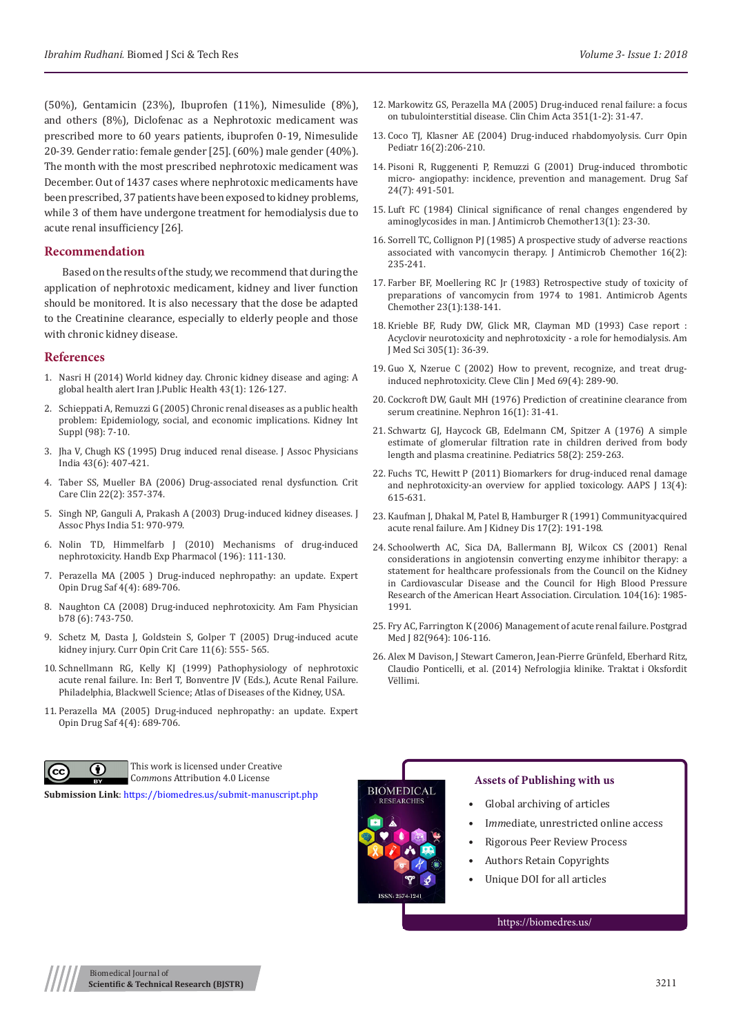(50%), Gentamicin (23%), Ibuprofen (11%), Nimesulide (8%), and others (8%), Diclofenac as a Nephrotoxic medicament was prescribed more to 60 years patients, ibuprofen 0-19, Nimesulide 20-39. Gender ratio: female gender [25]. (60%) male gender (40%). The month with the most prescribed nephrotoxic medicament was December. Out of 1437 cases where nephrotoxic medicaments have been prescribed, 37 patients have been exposed to kidney problems, while 3 of them have undergone treatment for hemodialysis due to acute renal insufficiency [26].

## Recommendation

Based on the results of the study, we recommend that during the application of nephrotoxic medicament, kidney and liver function should be monitored. It is also necessary that the dose be adapted to the Creatinine clearance, especially to elderly people and those with chronic kidney disease.

## References

1. Nasri H (2014) World kidney day. Chronic kidney disease and aging: A global health alert Iran J.Public Health 43(1): 126-127.
2. Schieppati A, Remuzzi G (2005) Chronic renal diseases as a public health problem: Epidemiology, social, and economic implications. Kidney Int Suppl (98): 7-10.
3. Jha V, Chugh KS (1995) Drug induced renal disease. J Assoc Physicians India 43(6): 407-421.
4. Taber SS, Mueller BA (2006) Drug-associated renal dysfunction. Crit Care Clin 22(2): 357-374.
5. Singh NP, Ganguli A, Prakash A (2003) Drug-induced kidney diseases. J Assoc Phys India 51: 970-979.
6. Nolin TD, Himmelfarb J (2010) Mechanisms of drug-induced nephrotoxicity. Handb Exp Pharmacol (196): 111-130.
7. Perazella MA (2005 ) Drug-induced nephropathy: an update. Expert Opin Drug Saf 4(4): 689-706.
8. Naughton CA (2008) Drug-induced nephrotoxicity. Am Fam Physician b78 (6): 743-750.
9. Schetz M, Dasta J, Goldstein S, Golper T (2005) Drug-induced acute kidney injury. Curr Opin Crit Care 11(6): 555- 565.
10. Schnellmann RG, Kelly KJ (1999) Pathophysiology of nephrotoxic acute renal failure. In: Berl T, Bonventre JV (Eds.), Acute Renal Failure. Philadelphia, Blackwell Science; Atlas of Diseases of the Kidney, USA.
11. Perazella MA (2005) Drug-induced nephropathy: an update. Expert Opin Drug Saf 4(4): 689-706.
12. Markowitz GS, Perazella MA (2005) Drug-induced renal failure: a focus on tubulointerstitial disease. Clin Chim Acta 351(1-2): 31-47.
13. Coco TJ, Klasner AE (2004) Drug-induced rhabdomyolysis. Curr Opin Pediatr 16(2):206-210.
14. Pisoni R, Ruggenenti P, Remuzzi G (2001) Drug-induced thrombotic micro- angiopathy: incidence, prevention and management. Drug Saf 24(7): 491-501.
15. Luft FC (1984) Clinical significance of renal changes engendered by aminoglycosides in man. J Antimicrob Chemother13(1): 23-30.
16. Sorrell TC, Collignon PJ (1985) A prospective study of adverse reactions associated with vancomycin therapy. J Antimicrob Chemother 16(2): 235-241.
17. Farber BF, Moellering RC Jr (1983) Retrospective study of toxicity of preparations of vancomycin from 1974 to 1981. Antimicrob Agents Chemother 23(1):138-141.
18. Krieble BF, Rudy DW, Glick MR, Clayman MD (1993) Case report : Acyclovir neurotoxicity and nephrotoxicity - a role for hemodialysis. Am J Med Sci 305(1): 36-39.
19. Guo X, Nzerue C (2002) How to prevent, recognize, and treat drug-induced nephrotoxicity. Cleve Clin J Med 69(4): 289-90.
20. Cockcroft DW, Gault MH (1976) Prediction of creatinine clearance from serum creatinine. Nephron 16(1): 31-41.
21. Schwartz GJ, Haycock GB, Edelmann CM, Spitzer A (1976) A simple estimate of glomerular filtration rate in children derived from body length and plasma creatinine. Pediatrics 58(2): 259-263.
22. Fuchs TC, Hewitt P (2011) Biomarkers for drug-induced renal damage and nephrotoxicity-an overview for applied toxicology. AAPS J 13(4): 615-631.
23. Kaufman J, Dhakal M, Patel B, Hamburger R (1991) Communityacquired acute renal failure. Am J Kidney Dis 17(2): 191-198.
24. Schoolwerth AC, Sica DA, Ballermann BJ, Wilcox CS (2001) Renal considerations in angiotensin converting enzyme inhibitor therapy: a statement for healthcare professionals from the Council on the Kidney in Cardiovascular Disease and the Council for High Blood Pressure Research of the American Heart Association. Circulation. 104(16): 1985-1991.
25. Fry AC, Farrington K (2006) Management of acute renal failure. Postgrad Med J 82(964): 106-116.
26. Alex M Davison, J Stewart Cameron, Jean-Pierre Grünfeld, Eberhard Ritz, Claudio Ponticelli, et al. (2014) Nefrologjia klinike. Traktat i Oksfordit Vëllimi.

This work is licensed under Creative Commons Attribution 4.0 License

**Submission Link**: https://biomedres.us/submit-manuscript.php

**Assets of Publishing with us**

- Global archiving of articles
- Immediate, unrestricted online access
- Rigorous Peer Review Process
- Authors Retain Copyrights
- Unique DOI for all articles

https://biomedres.us/